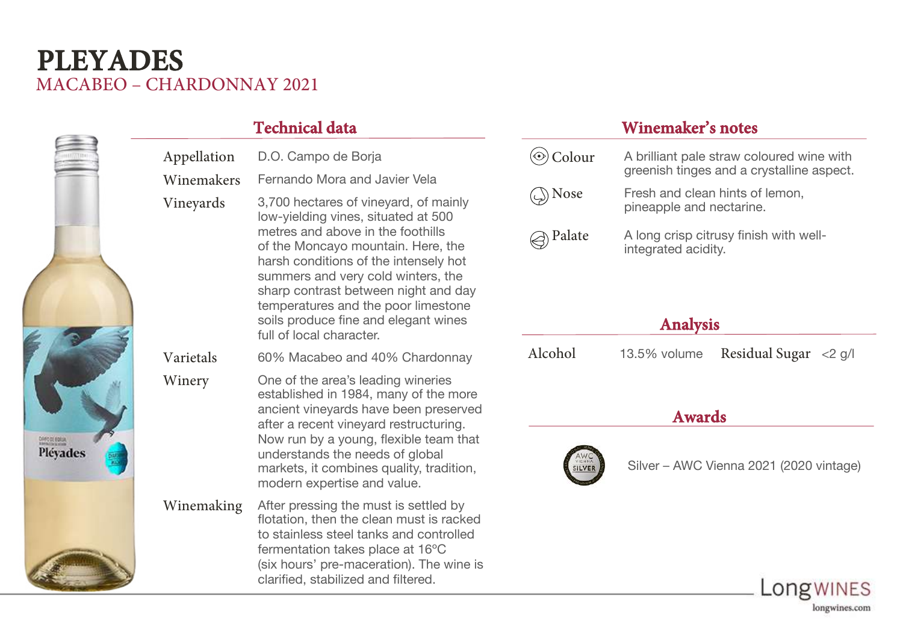# PLEYADES

## MACABEO – CHARDONNAY 2021

### Technical data

| | |
|---|---|
| Appellation | D.O. Campo de Borja |
| Winemakers | Fernando Mora and Javier Vela |
| Vineyards | 3,700 hectares of vineyard, of mainly low-yielding vines, situated at 500 metres and above in the foothills of the Moncayo mountain. Here, the harsh conditions of the intensely hot summers and very cold winters, the sharp contrast between night and day temperatures and the poor limestone soils produce fine and elegant wines full of local character. |
| Varietals | 60% Macabeo and 40% Chardonnay |
| Winery | One of the area's leading wineries established in 1984, many of the more ancient vineyards have been preserved after a recent vineyard restructuring. Now run by a young, flexible team that understands the needs of global markets, it combines quality, tradition, modern expertise and value. |
| Winemaking | After pressing the must is settled by flotation, then the clean must is racked to stainless steel tanks and controlled fermentation takes place at 16ºC (six hours' pre-maceration). The wine is clarified, stabilized and filtered. |

### Winemaker's notes

| | |
|---|---|
| Colour | A brilliant pale straw coloured wine with greenish tinges and a crystalline aspect. |
| Nose | Fresh and clean hints of lemon, pineapple and nectarine. |
| Palate | A long crisp citrusy finish with well-integrated acidity. |

### Analysis

| | | | |
|---|---|---|---|
| Alcohol | 13.5% volume | Residual Sugar | <2 g/l |

### Awards

Silver – AWC Vienna 2021 (2020 vintage)

LongWINES
longwines.com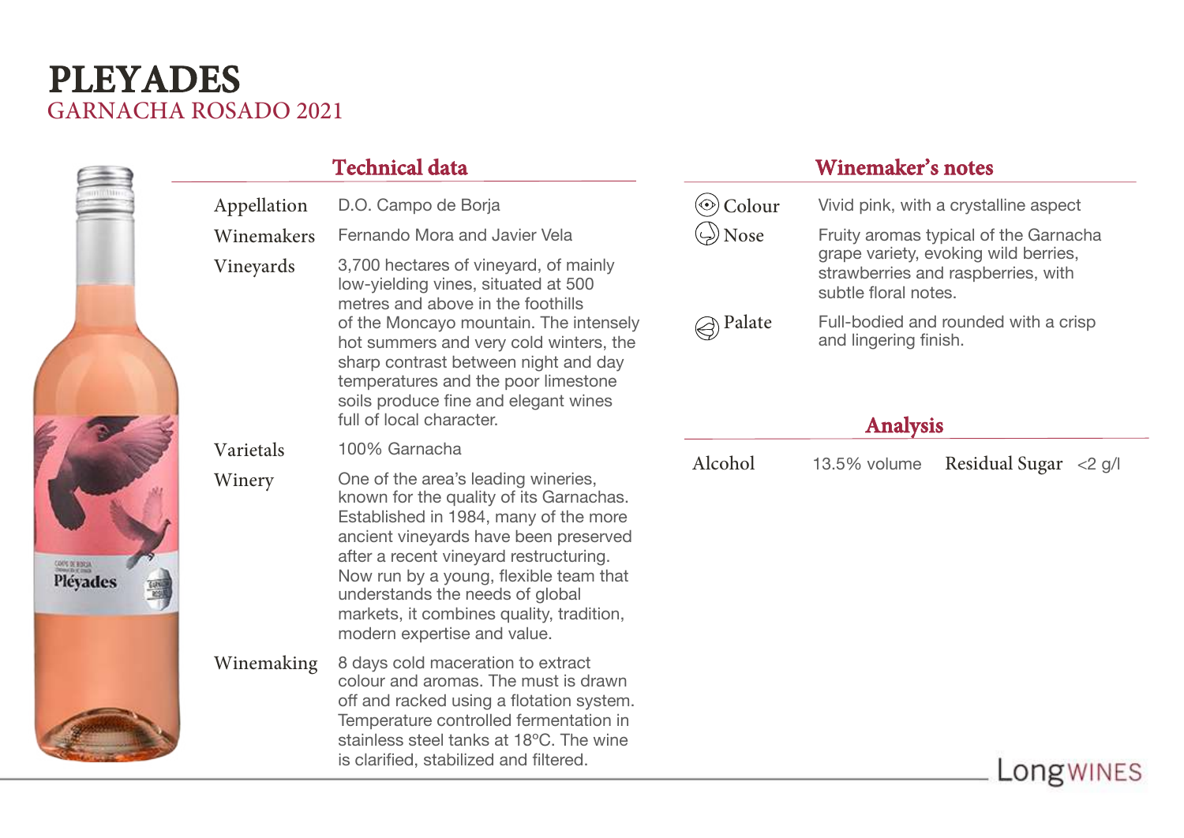# PLEYADES

## GARNACHA ROSADO 2021

### Technical data

| | |
|---|---|
| Appellation | D.O. Campo de Borja |
| Winemakers | Fernando Mora and Javier Vela |
| Vineyards | 3,700 hectares of vineyard, of mainly low-yielding vines, situated at 500 metres and above in the foothills of the Moncayo mountain. The intensely hot summers and very cold winters, the sharp contrast between night and day temperatures and the poor limestone soils produce fine and elegant wines full of local character. |
| Varietals | 100% Garnacha |
| Winery | One of the area's leading wineries, known for the quality of its Garnachas. Established in 1984, many of the more ancient vineyards have been preserved after a recent vineyard restructuring. Now run by a young, flexible team that understands the needs of global markets, it combines quality, tradition, modern expertise and value. |
| Winemaking | 8 days cold maceration to extract colour and aromas. The must is drawn off and racked using a flotation system. Temperature controlled fermentation in stainless steel tanks at 18ºC. The wine is clarified, stabilized and filtered. |

### Winemaker's notes

| | |
|---|---|
| Colour | Vivid pink, with a crystalline aspect |
| Nose | Fruity aromas typical of the Garnacha grape variety, evoking wild berries, strawberries and raspberries, with subtle floral notes. |
| Palate | Full-bodied and rounded with a crisp and lingering finish. |

### Analysis

| | | | |
|---|---|---|---|
| Alcohol | 13.5% volume | Residual Sugar | <2 g/l |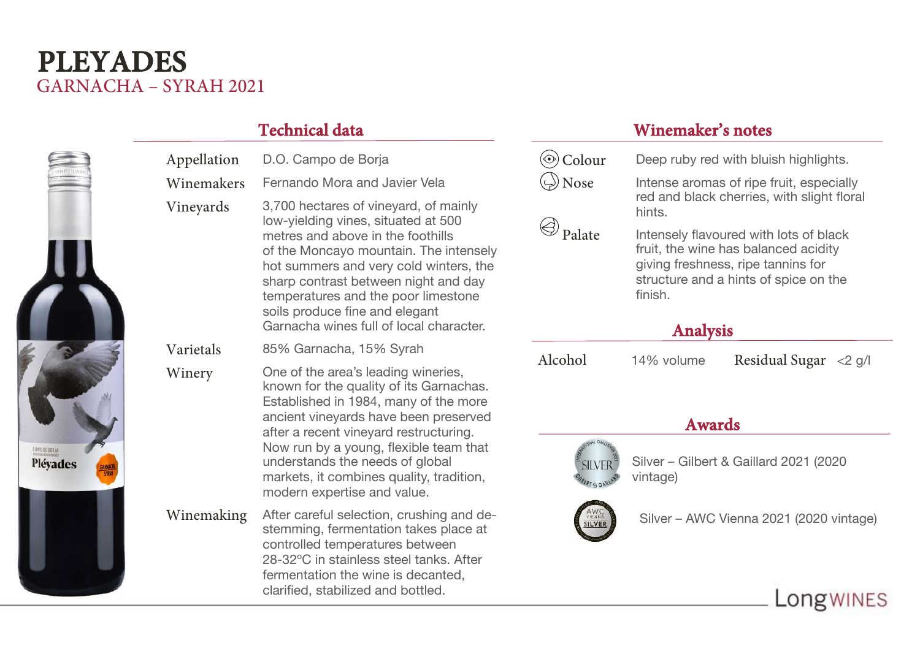# PLEYADES

## GARNACHA – SYRAH 2021

## Technical data

| | |
|---|---|
| Appellation | D.O. Campo de Borja |
| Winemakers | Fernando Mora and Javier Vela |
| Vineyards | 3,700 hectares of vineyard, of mainly low-yielding vines, situated at 500 metres and above in the foothills of the Moncayo mountain. The intensely hot summers and very cold winters, the sharp contrast between night and day temperatures and the poor limestone soils produce fine and elegant Garnacha wines full of local character. |
| Varietals | 85% Garnacha, 15% Syrah |
| Winery | One of the area's leading wineries, known for the quality of its Garnachas. Established in 1984, many of the more ancient vineyards have been preserved after a recent vineyard restructuring. Now run by a young, flexible team that understands the needs of global markets, it combines quality, tradition, modern expertise and value. |
| Winemaking | After careful selection, crushing and de-stemming, fermentation takes place at controlled temperatures between 28-32ºC in stainless steel tanks. After fermentation the wine is decanted, clarified, stabilized and bottled. |

## Winemaker's notes

| | |
|---|---|
| Colour | Deep ruby red with bluish highlights. |
| Nose | Intense aromas of ripe fruit, especially red and black cherries, with slight floral hints. |
| Palate | Intensely flavoured with lots of black fruit, the wine has balanced acidity giving freshness, ripe tannins for structure and a hints of spice on the finish. |

## Analysis

| | | | |
|---|---|---|---|
| Alcohol | 14% volume | Residual Sugar | <2 g/l |

## Awards

Silver – Gilbert & Gaillard 2021 (2020 vintage)

Silver – AWC Vienna 2021 (2020 vintage)

LongWINES